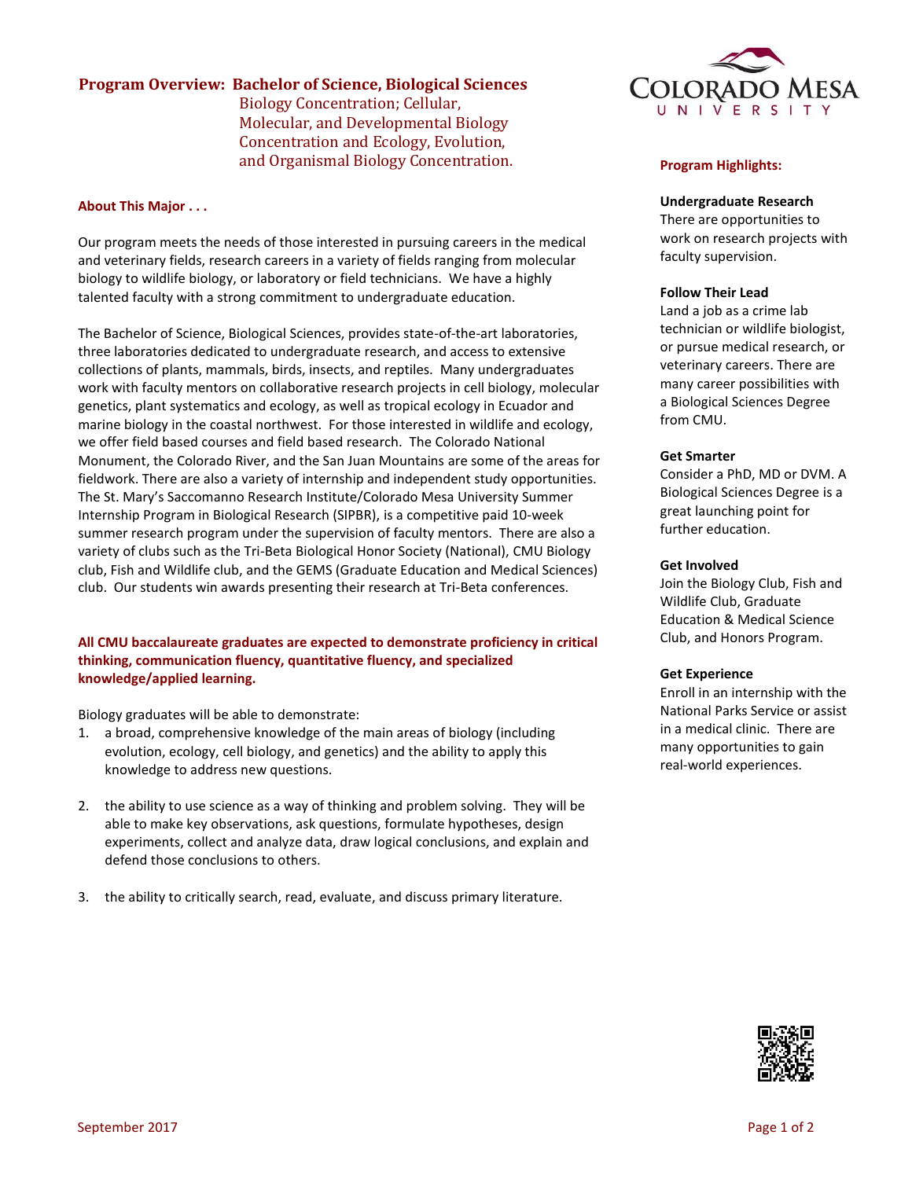# Program Overview: Bachelor of Science, Biological Sciences

## Biology Concentration; Cellular, Molecular, and Developmental Biology Concentration and Ecology, Evolution, and Organismal Biology Concentration.

### About This Major . . .

Our program meets the needs of those interested in pursuing careers in the medical and veterinary fields, research careers in a variety of fields ranging from molecular biology to wildlife biology, or laboratory or field technicians. We have a highly talented faculty with a strong commitment to undergraduate education.

The Bachelor of Science, Biological Sciences, provides state-of-the-art laboratories, three laboratories dedicated to undergraduate research, and access to extensive collections of plants, mammals, birds, insects, and reptiles. Many undergraduates work with faculty mentors on collaborative research projects in cell biology, molecular genetics, plant systematics and ecology, as well as tropical ecology in Ecuador and marine biology in the coastal northwest. For those interested in wildlife and ecology, we offer field based courses and field based research. The Colorado National Monument, the Colorado River, and the San Juan Mountains are some of the areas for fieldwork. There are also a variety of internship and independent study opportunities. The St. Mary's Saccomanno Research Institute/Colorado Mesa University Summer Internship Program in Biological Research (SIPBR), is a competitive paid 10-week summer research program under the supervision of faculty mentors. There are also a variety of clubs such as the Tri-Beta Biological Honor Society (National), CMU Biology club, Fish and Wildlife club, and the GEMS (Graduate Education and Medical Sciences) club. Our students win awards presenting their research at Tri-Beta conferences.

**All CMU baccalaureate graduates are expected to demonstrate proficiency in critical thinking, communication fluency, quantitative fluency, and specialized knowledge/applied learning.**

Biology graduates will be able to demonstrate:

1. a broad, comprehensive knowledge of the main areas of biology (including evolution, ecology, cell biology, and genetics) and the ability to apply this knowledge to address new questions.
2. the ability to use science as a way of thinking and problem solving. They will be able to make key observations, ask questions, formulate hypotheses, design experiments, collect and analyze data, draw logical conclusions, and explain and defend those conclusions to others.
3. the ability to critically search, read, evaluate, and discuss primary literature.

### Program Highlights:

**Undergraduate Research**
There are opportunities to work on research projects with faculty supervision.

**Follow Their Lead**
Land a job as a crime lab technician or wildlife biologist, or pursue medical research, or veterinary careers. There are many career possibilities with a Biological Sciences Degree from CMU.

**Get Smarter**
Consider a PhD, MD or DVM. A Biological Sciences Degree is a great launching point for further education.

**Get Involved**
Join the Biology Club, Fish and Wildlife Club, Graduate Education & Medical Science Club, and Honors Program.

**Get Experience**
Enroll in an internship with the National Parks Service or assist in a medical clinic. There are many opportunities to gain real-world experiences.

September 2017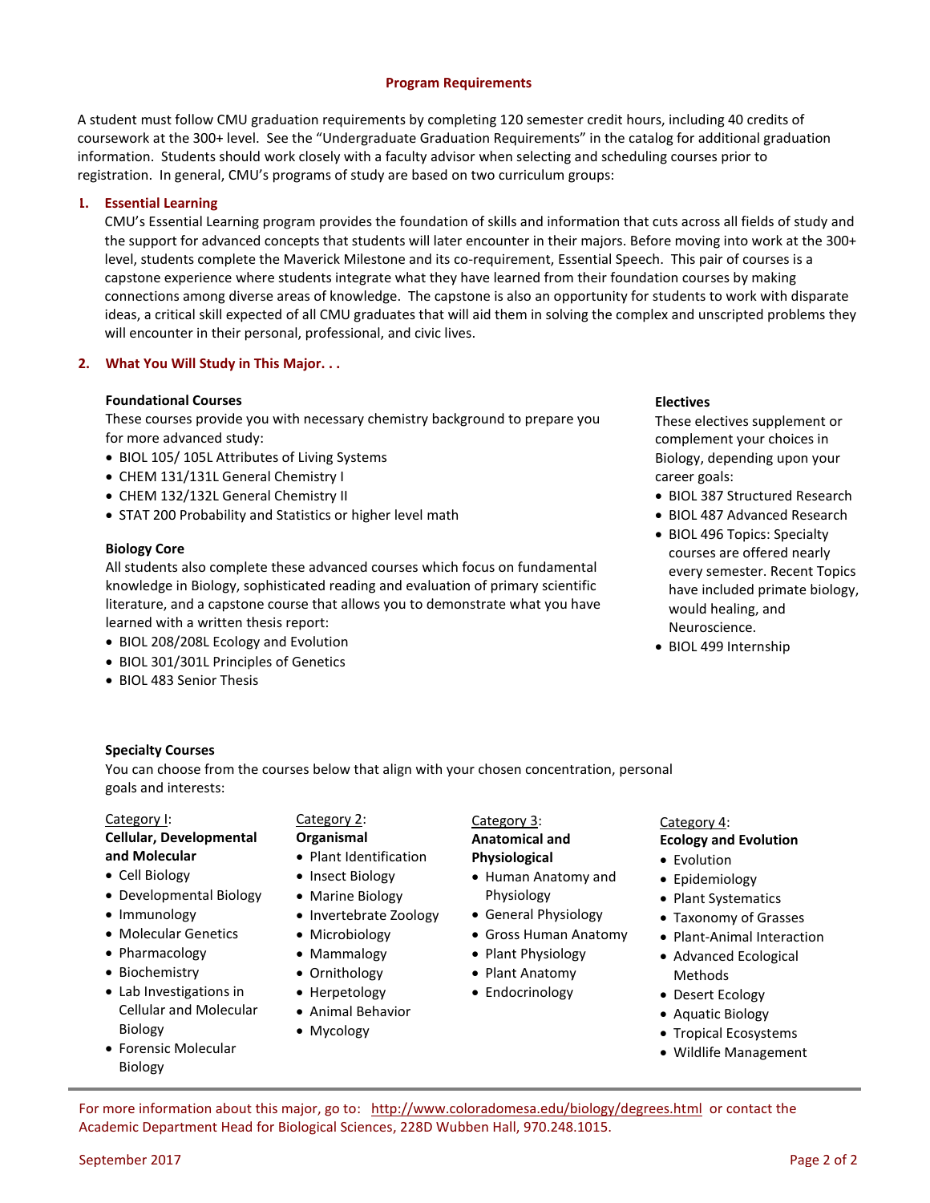## Program Requirements

A student must follow CMU graduation requirements by completing 120 semester credit hours, including 40 credits of coursework at the 300+ level. See the "Undergraduate Graduation Requirements" in the catalog for additional graduation information. Students should work closely with a faculty advisor when selecting and scheduling courses prior to registration. In general, CMU's programs of study are based on two curriculum groups:

### 1. Essential Learning

CMU's Essential Learning program provides the foundation of skills and information that cuts across all fields of study and the support for advanced concepts that students will later encounter in their majors. Before moving into work at the 300+ level, students complete the Maverick Milestone and its co-requirement, Essential Speech. This pair of courses is a capstone experience where students integrate what they have learned from their foundation courses by making connections among diverse areas of knowledge. The capstone is also an opportunity for students to work with disparate ideas, a critical skill expected of all CMU graduates that will aid them in solving the complex and unscripted problems they will encounter in their personal, professional, and civic lives.

### 2. What You Will Study in This Major. . .

**Foundational Courses**

These courses provide you with necessary chemistry background to prepare you for more advanced study:

- BIOL 105/ 105L Attributes of Living Systems
- CHEM 131/131L General Chemistry I
- CHEM 132/132L General Chemistry II
- STAT 200 Probability and Statistics or higher level math

**Biology Core**

All students also complete these advanced courses which focus on fundamental knowledge in Biology, sophisticated reading and evaluation of primary scientific literature, and a capstone course that allows you to demonstrate what you have learned with a written thesis report:

- BIOL 208/208L Ecology and Evolution
- BIOL 301/301L Principles of Genetics
- BIOL 483 Senior Thesis

**Electives**

These electives supplement or complement your choices in Biology, depending upon your career goals:

- BIOL 387 Structured Research
- BIOL 487 Advanced Research
- BIOL 496 Topics: Specialty courses are offered nearly every semester. Recent Topics have included primate biology, would healing, and Neuroscience.
- BIOL 499 Internship

**Specialty Courses**

You can choose from the courses below that align with your chosen concentration, personal goals and interests:

Category I: **Cellular, Developmental and Molecular**

- Cell Biology
- Developmental Biology
- Immunology
- Molecular Genetics
- Pharmacology
- Biochemistry
- Lab Investigations in Cellular and Molecular Biology
- Forensic Molecular Biology

Category 2: **Organismal**

- Plant Identification
- Insect Biology
- Marine Biology
- Invertebrate Zoology
- Microbiology
- Mammalogy
- Ornithology
- Herpetology
- Animal Behavior
- Mycology

Category 3: **Anatomical and Physiological**

- Human Anatomy and Physiology
- General Physiology
- Gross Human Anatomy
- Plant Physiology
- Plant Anatomy
- Endocrinology

Category 4: **Ecology and Evolution**

- Evolution
- Epidemiology
- Plant Systematics
- Taxonomy of Grasses
- Plant-Animal Interaction
- Advanced Ecological Methods
- Desert Ecology
- Aquatic Biology
- Tropical Ecosystems
- Wildlife Management

For more information about this major, go to: http://www.coloradomesa.edu/biology/degrees.html or contact the Academic Department Head for Biological Sciences, 228D Wubben Hall, 970.248.1015.

September 2017